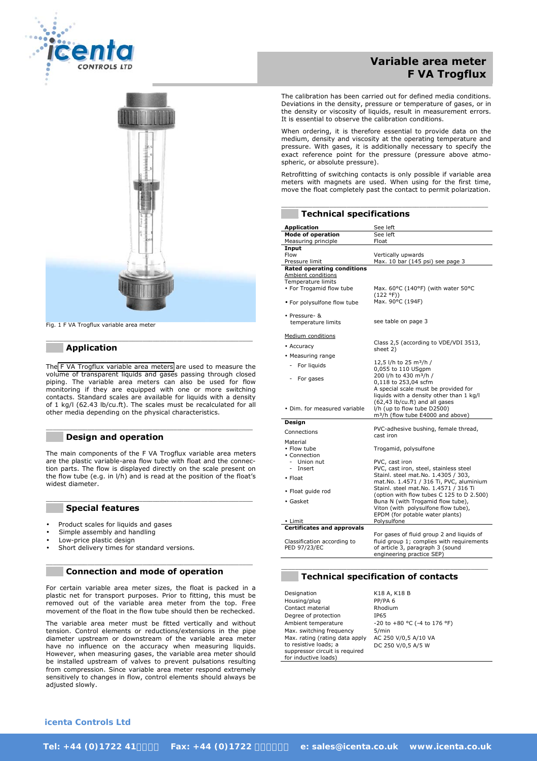# Variable area meter F VA Trogflux

Fig. 1 F VA Trogflux variable area meter

## Application

The F VA Trogflux variable area meters are used to measure the volume of transparent liquids and gases passing through closed piping. The variable area meters can also be used for flow monitoring if they are equipped with one or more switching contacts. Standard scales are available for liquids with a density of 1 kg/l (62.43 lb/cu.ft). The scales must be recalculated for all other media depending on the physical characteristics.

## Design and operation

The main components of the F VA Trogflux variable area meters are the plastic variable-area flow tube with float and the connection parts. The flow is displayed directly on the scale present on the flow tube (e.g. in l/h) and is read at the position of the float's widest diameter.

## Special features

- Product scales for liquids and gases
- Simple assembly and handling
- Low-price plastic design
- Short delivery times for standard versions.

## Connection and mode of operation

For certain variable area meter sizes, the float is packed in a plastic net for transport purposes. Prior to fitting, this must be removed out of the variable area meter from the top. Free movement of the float in the flow tube should then be rechecked.

The variable area meter must be fitted vertically and without tension. Control elements or reductions/extensions in the pipe diameter upstream or downstream of the variable area meter have no influence on the accuracy when measuring liquids. However, when measuring gases, the variable area meter should be installed upstream of valves to prevent pulsations resulting from compression. Since variable area meter respond extremely sensitively to changes in flow, control elements should always be adjusted slowly.

The calibration has been carried out for defined media conditions. Deviations in the density, pressure or temperature of gases, or in the density or viscosity of liquids, result in measurement errors. It is essential to observe the calibration conditions.

When ordering, it is therefore essential to provide data on the medium, density and viscosity at the operating temperature and pressure. With gases, it is additionally necessary to specify the exact reference point for the pressure (pressure above atmospheric, or absolute pressure).

Retrofitting of switching contacts is only possible if variable area meters with magnets are used. When using for the first time, move the float completely past the contact to permit polarization.

## Technical specifications

| | |
|---|---|
| **Application** | See left |
| **Mode of operation** | See left |
| Measuring principle | Float |
| **Input** | |
| Flow | Vertically upwards |
| Pressure limit | Max. 10 bar (145 psi) see page 3 |
| **Rated operating conditions** | |
| Ambient conditions | |
| Temperature limits | |
| • For Trogamid flow tube | Max. 60°C (140°F) (with water 50°C (122 °F)) |
| • For polysulfone flow tube | Max. 90°C (194F) |
| • Pressure- & temperature limits | see table on page 3 |
| Medium conditions | |
| • Accuracy | Class 2,5 (according to VDE/VDI 3513, sheet 2) |
| • Measuring range | |
| - For liquids | 12,5 l/h to 25 m³/h / 0,055 to 110 USgpm |
| - For gases | 200 l/h to 430 m³/h / 0,118 to 253,04 scfm |
| | A special scale must be provided for liquids with a density other than 1 kg/l (62,43 lb/cu.ft) and all gases |
| • Dim. for measured variable | l/h (up to flow tube D2500) m³/h (flow tube E4000 and above) |
| **Design** | |
| Connections | PVC-adhesive bushing, female thread, cast iron |
| Material | |
| • Flow tube | Trogamid, polysulfone |
| • Connection | |
| - Union nut | PVC, cast iron |
| - Insert | PVC, cast iron, steel, stainless steel |
| • Float | Stainl. steel mat.No. 1.4305 / 303, mat.No. 1.4571 / 316 Ti, PVC, aluminium |
| • Float guide rod | Stainl. steel mat.No. 1.4571 / 316 Ti (option with flow tubes C 125 to D 2.500) |
| • Gasket | Buna N (with Trogamid flow tube), Viton (with polysulfone flow tube), EPDM (for potable water plants) |
| • Limit | Polysulfone |
| **Certificates and approvals** | |
| Classification according to PED 97/23/EC | For gases of fluid group 2 and liquids of fluid group 1; complies with requirements of article 3, paragraph 3 (sound engineering practice SEP) |

## Technical specification of contacts

| | |
|---|---|
| Designation | K18 A, K18 B |
| Housing/plug | PP/PA 6 |
| Contact material | Rhodium |
| Degree of protection | IP65 |
| Ambient temperature | -20 to +80 °C (-4 to 176 °F) |
| Max. switching frequency | 5/min |
| Max. rating (rating data apply to resistive loads; a suppressor circuit is required for inductive loads) | AC 250 V/0,5 A/10 VA<br>DC 250 V/0,5 A/5 W |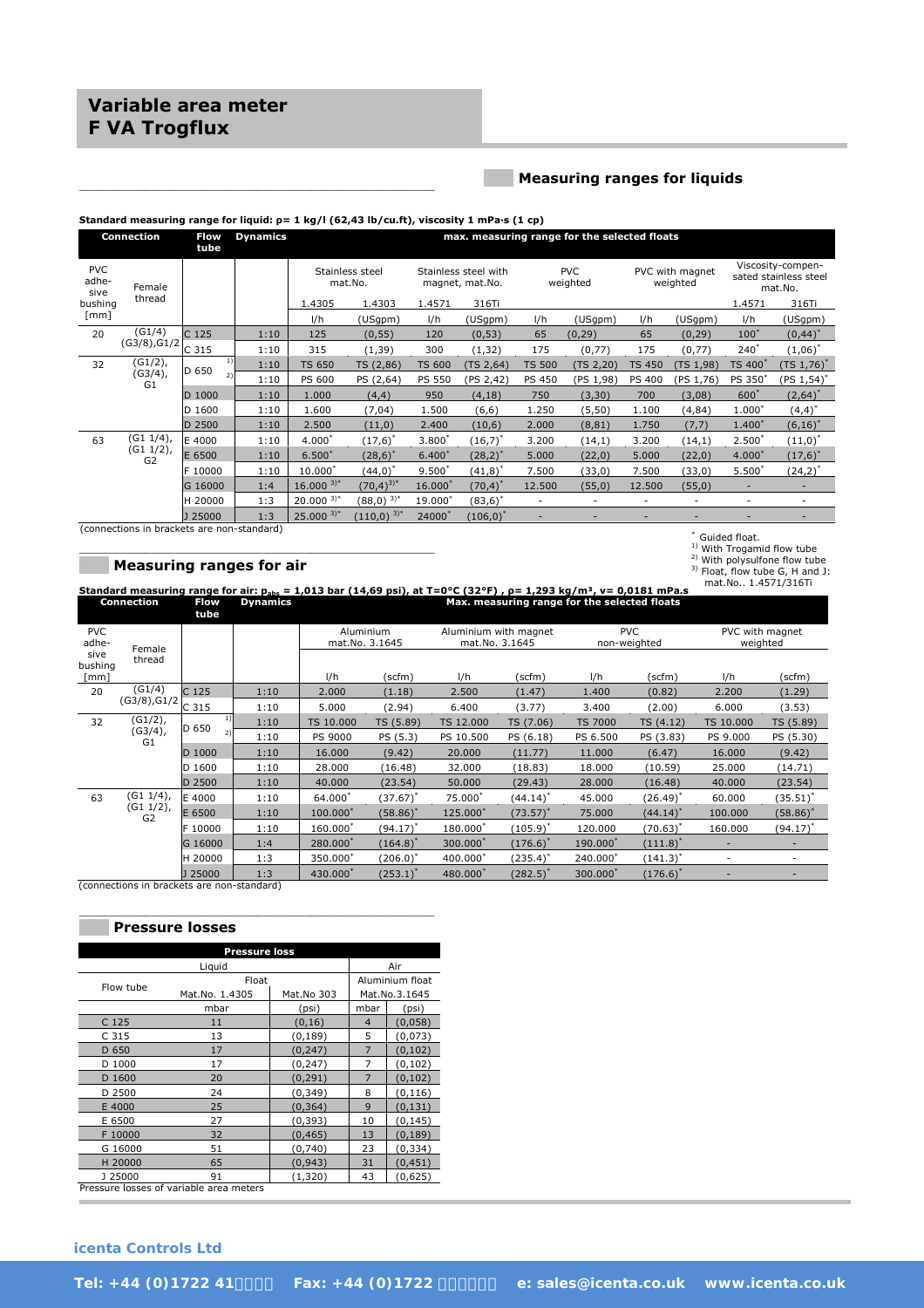# Variable area meter
# F VA Trogflux

## Measuring ranges for liquids

**Standard measuring range for liquid: ρ= 1 kg/l (62,43 lb/cu.ft), viscosity 1 mPa·s (1 cp)**

| Connection | | Flow tube | Dynamics | max. measuring range for the selected floats | | | | | | | | | |
|---|---|---|---|---|---|---|---|---|---|---|---|---|---|
| PVC adhesive bushing [mm] | Female thread | | | Stainless steel mat.No. | | Stainless steel with magnet, mat.No. | | PVC weighted | | PVC with magnet weighted | | Viscosity-compensated stainless steel mat.No. | |
| | | | | 1.4305 | 1.4303 | 1.4571 | 316Ti | | | | | 1.4571 | 316Ti |
| | | | | l/h | (USgpm) | l/h | (USgpm) | l/h | (USgpm) | l/h | (USgpm) | l/h | (USgpm) |
| 20 | (G1/4) (G3/8),G1/2 | C 125 | 1:10 | 125 | (0,55) | 120 | (0,53) | 65 | (0,29) | 65 | (0,29) | 100* | (0,44)* |
| | | C 315 | 1:10 | 315 | (1,39) | 300 | (1,32) | 175 | (0,77) | 175 | (0,77) | 240* | (1,06)* |
| 32 | (G1/2), (G3/4), G1 | D 650 [1] | 1:10 | TS 650 | TS (2,86) | TS 600 | (TS 2,64) | TS 500 | (TS 2,20) | TS 450 | (TS 1,98) | TS 400* | (TS 1,76)* |
| | | D 650 [2] | 1:10 | PS 600 | PS (2,64) | PS 550 | (PS 2,42) | PS 450 | (PS 1,98) | PS 400 | (PS 1,76) | PS 350* | (PS 1,54)* |
| | | D 1000 | 1:10 | 1.000 | (4,4) | 950 | (4,18) | 750 | (3,30) | 700 | (3,08) | 600* | (2,64)* |
| | | D 1600 | 1:10 | 1.600 | (7,04) | 1.500 | (6,6) | 1.250 | (5,50) | 1.100 | (4,84) | 1.000* | (4,4)* |
| | | D 2500 | 1:10 | 2.500 | (11,0) | 2.400 | (10,6) | 2.000 | (8,81) | 1.750 | (7,7) | 1.400* | (6,16)* |
| 63 | (G1 1/4), (G1 1/2), G2 | E 4000 | 1:10 | 4.000* | (17,6)* | 3.800* | (16,7)* | 3.200 | (14,1) | 3.200 | (14,1) | 2.500* | (11,0)* |
| | | E 6500 | 1:10 | 6.500* | (28,6)* | 6.400* | (28,2)* | 5.000 | (22,0) | 5.000 | (22,0) | 4.000* | (17,6)* |
| | | F 10000 | 1:10 | 10.000* | (44,0)* | 9.500* | (41,8)* | 7.500 | (33,0) | 7.500 | (33,0) | 5.500* | (24,2)* |
| | | G 16000 | 1:4 | 16.000 [3]* | (70,4) [3]* | 16.000* | (70,4)* | 12.500 | (55,0) | 12.500 | (55,0) | - | - |
| | | H 20000 | 1:3 | 20.000 [3]* | (88,0) [3]* | 19.000* | (83,6)* | - | - | - | - | - | - |
| | | J 25000 | 1:3 | 25.000 [3]* | (110,0) [3]* | 24000* | (106,0)* | - | - | - | - | - | - |

(connections in brackets are non-standard)

* Guided float.
[1] With Trogamid flow tube
[2] With polysulfone flow tube
[3] Float, flow tube G, H and J: mat.No.. 1.4571/316Ti

## Measuring ranges for air

**Standard measuring range for air: $p_{abs}$ = 1,013 bar (14,69 psi), at T=0°C (32°F) , ρ= 1,293 kg/m³, v= 0,0181 mPa.s**

| Connection | | Flow tube | Dynamics | Max. measuring range for the selected floats | | | | | | | |
|---|---|---|---|---|---|---|---|---|---|---|---|
| PVC adhesive bushing [mm] | Female thread | | | Aluminium mat.No. 3.1645 | | Aluminium with magnet mat.No. 3.1645 | | PVC non-weighted | | PVC with magnet weighted | |
| | | | | l/h | (scfm) | l/h | (scfm) | l/h | (scfm) | l/h | (scfm) |
| 20 | (G1/4) (G3/8),G1/2 | C 125 | 1:10 | 2.000 | (1.18) | 2.500 | (1.47) | 1.400 | (0.82) | 2.200 | (1.29) |
| | | C 315 | 1:10 | 5.000 | (2.94) | 6.400 | (3.77) | 3.400 | (2.00) | 6.000 | (3.53) |
| 32 | (G1/2), (G3/4), G1 | D 650 [1] | 1:10 | TS 10.000 | TS (5.89) | TS 12.000 | TS (7.06) | TS 7000 | TS (4.12) | TS 10.000 | TS (5.89) |
| | | D 650 [2] | 1:10 | PS 9000 | PS (5.3) | PS 10.500 | PS (6.18) | PS 6.500 | PS (3.83) | PS 9.000 | PS (5.30) |
| | | D 1000 | 1:10 | 16.000 | (9.42) | 20.000 | (11.77) | 11.000 | (6.47) | 16.000 | (9.42) |
| | | D 1600 | 1:10 | 28.000 | (16.48) | 32.000 | (18.83) | 18.000 | (10.59) | 25.000 | (14.71) |
| | | D 2500 | 1:10 | 40.000 | (23.54) | 50.000 | (29.43) | 28.000 | (16.48) | 40.000 | (23.54) |
| 63 | (G1 1/4), (G1 1/2), G2 | E 4000 | 1:10 | 64.000* | (37.67)* | 75.000* | (44.14)* | 45.000 | (26.49)* | 60.000 | (35.51)* |
| | | E 6500 | 1:10 | 100.000* | (58.86)* | 125.000* | (73.57)* | 75.000 | (44.14)* | 100.000 | (58.86)* |
| | | F 10000 | 1:10 | 160.000* | (94.17)* | 180.000* | (105.9)* | 120.000 | (70.63)* | 160.000 | (94.17)* |
| | | G 16000 | 1:4 | 280.000* | (164.8)* | 300.000* | (176.6)* | 190.000* | (111.8)* | - | - |
| | | H 20000 | 1:3 | 350.000* | (206.0)* | 400.000* | (235.4)* | 240.000* | (141.3)* | - | - |
| | | J 25000 | 1:3 | 430.000* | (253.1)* | 480.000* | (282.5)* | 300.000* | (176.6)* | - | - |

(connections in brackets are non-standard)

## Pressure losses

| Pressure loss | | | | |
|---|---|---|---|---|
| | Liquid | | Air | |
| Flow tube | Float | | Aluminium float | |
| | Mat.No. 1.4305 | Mat.No 303 | Mat.No.3.1645 | |
| | mbar | (psi) | mbar | (psi) |
| C 125 | 11 | (0,16) | 4 | (0,058) |
| C 315 | 13 | (0,189) | 5 | (0,073) |
| D 650 | 17 | (0,247) | 7 | (0,102) |
| D 1000 | 17 | (0,247) | 7 | (0,102) |
| D 1600 | 20 | (0,291) | 7 | (0,102) |
| D 2500 | 24 | (0,349) | 8 | (0,116) |
| E 4000 | 25 | (0,364) | 9 | (0,131) |
| E 6500 | 27 | (0,393) | 10 | (0,145) |
| F 10000 | 32 | (0,465) | 13 | (0,189) |
| G 16000 | 51 | (0,740) | 23 | (0,334) |
| H 20000 | 65 | (0,943) | 31 | (0,451) |
| J 25000 | 91 | (1,320) | 43 | (0,625) |

Pressure losses of variable area meters

**icenta Controls Ltd**

Tel: +44 (0)1722 41 Fax: +44 (0)1722 e: sales@icenta.co.uk www.icenta.co.uk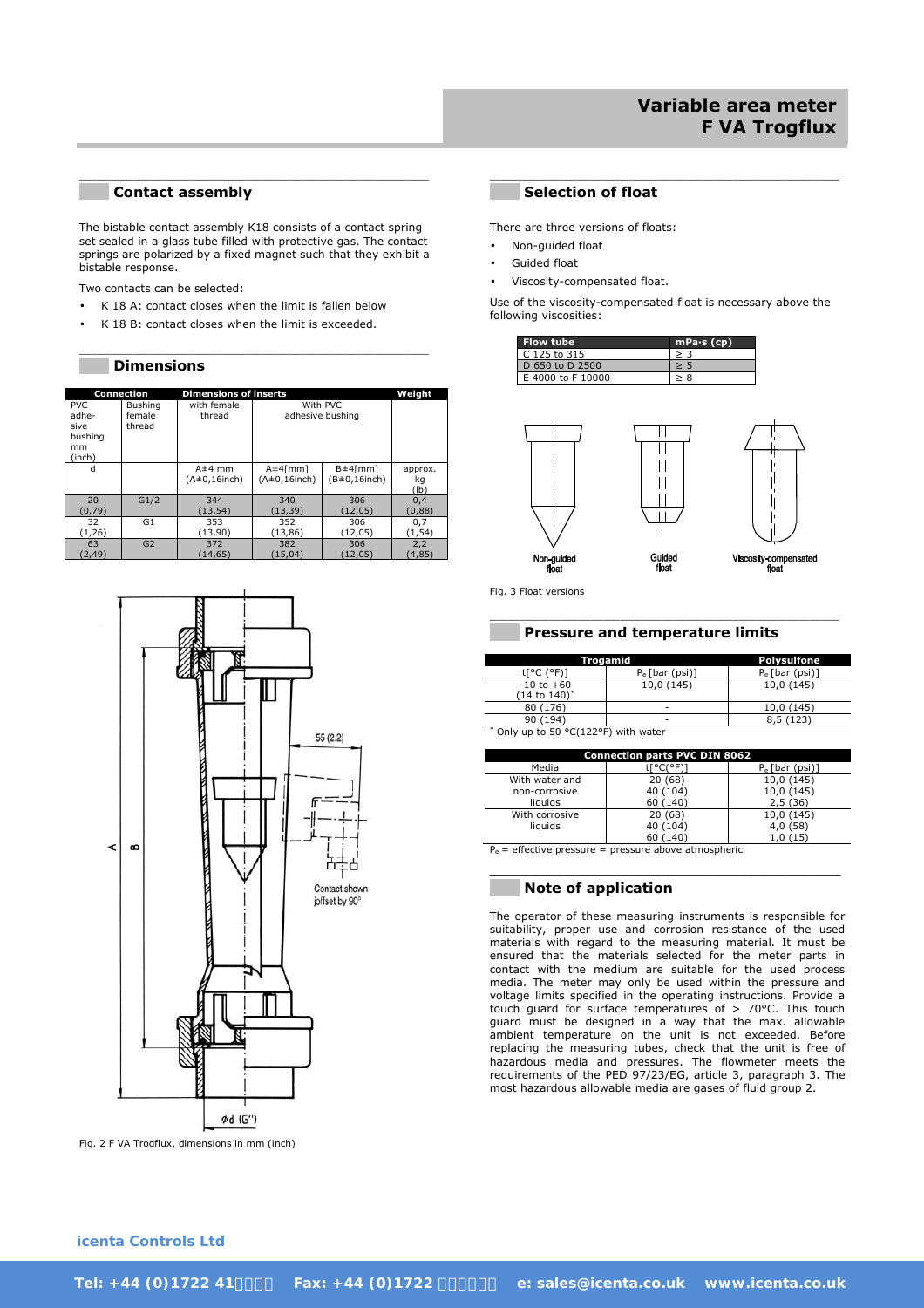## Contact assembly

The bistable contact assembly K18 consists of a contact spring set sealed in a glass tube filled with protective gas. The contact springs are polarized by a fixed magnet such that they exhibit a bistable response.

Two contacts can be selected:

- K 18 A: contact closes when the limit is fallen below
- K 18 B: contact closes when the limit is exceeded.

## Dimensions

| Connection | | Dimensions of inserts | | | Weight |
|---|---|---|---|---|---|
| PVC adhesive bushing mm (inch) | Bushing female thread | with female thread | With PVC adhesive bushing | | |
| d | | A±4 mm (A±0,16inch) | A±4[mm] (A±0,16inch) | B±4[mm] (B±0,16inch) | approx. kg (lb) |
| 20 (0,79) | G1/2 | 344 (13,54) | 340 (13,39) | 306 (12,05) | 0,4 (0,88) |
| 32 (1,26) | G1 | 353 (13,90) | 352 (13,86) | 306 (12,05) | 0,7 (1,54) |
| 63 (2,49) | G2 | 372 (14,65) | 382 (15,04) | 306 (12,05) | 2,2 (4,85) |

Fig. 2 F VA Trogflux, dimensions in mm (inch)

## Selection of float

There are three versions of floats:

- Non-guided float
- Guided float
- Viscosity-compensated float.

Use of the viscosity-compensated float is necessary above the following viscosities:

| Flow tube | mPa·s (cp) |
|---|---|
| C 125 to 315 | ≥ 3 |
| D 650 to D 2500 | ≥ 5 |
| E 4000 to F 10000 | ≥ 8 |

Fig. 3 Float versions

## Pressure and temperature limits

| Trogamid | | Polysulfone |
|---|---|---|
| t[°C (°F)] | $P_e$ [bar (psi)] | $P_e$ [bar (psi)] |
| -10 to +60 (14 to 140)* | 10,0 (145) | 10,0 (145) |
| 80 (176) | - | 10,0 (145) |
| 90 (194) | - | 8,5 (123) |

\* Only up to 50 °C(122°F) with water

| Connection parts PVC DIN 8062 | | |
|---|---|---|
| Media | t[°C(°F)] | $P_e$ [bar (psi)] |
| With water and non-corrosive liquids | 20 (68) | 10,0 (145) |
| | 40 (104) | 10,0 (145) |
| | 60 (140) | 2,5 (36) |
| With corrosive liquids | 20 (68) | 10,0 (145) |
| | 40 (104) | 4,0 (58) |
| | 60 (140) | 1,0 (15) |

$P_e$ = effective pressure = pressure above atmospheric

## Note of application

The operator of these measuring instruments is responsible for suitability, proper use and corrosion resistance of the used materials with regard to the measuring material. It must be ensured that the materials selected for the meter parts in contact with the medium are suitable for the used process media. The meter may only be used within the pressure and voltage limits specified in the operating instructions. Provide a touch guard for surface temperatures of > 70°C. This touch guard must be designed in a way that the max. allowable ambient temperature on the unit is not exceeded. Before replacing the measuring tubes, check that the unit is free of hazardous media and pressures. The flowmeter meets the requirements of the PED 97/23/EG, article 3, paragraph 3. The most hazardous allowable media are gases of fluid group 2.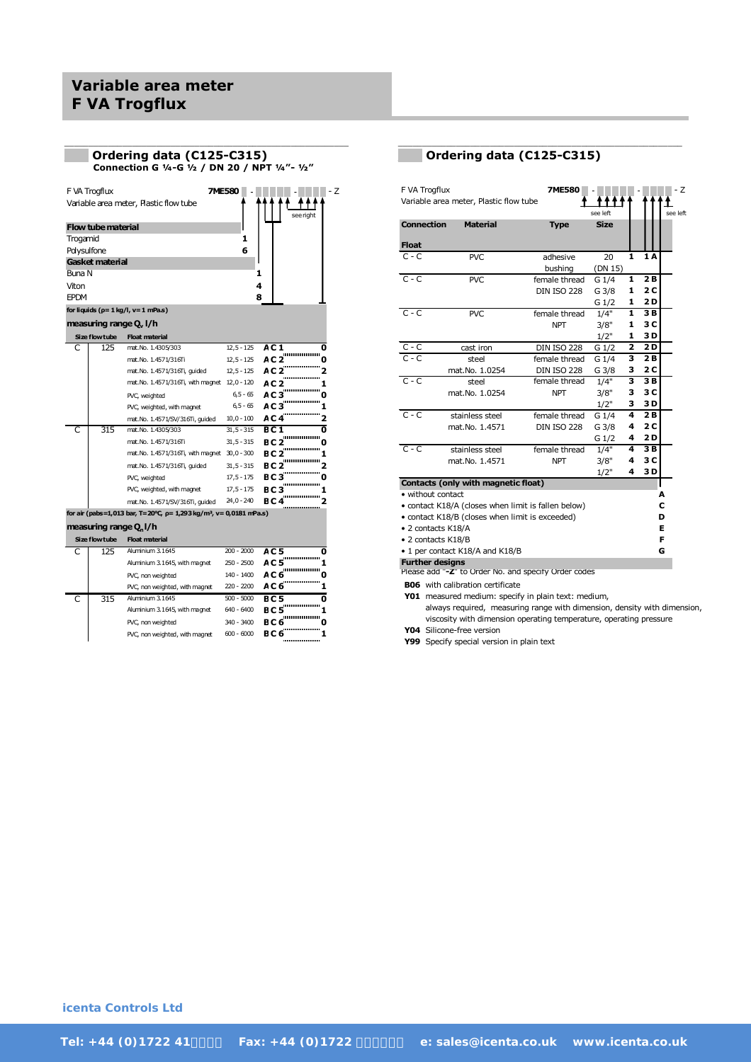# Variable area meter
# F VA Trogflux

## Ordering data (C125-C315)

**Connection G ¼-G ½ / DN 20 / NPT ¼"- ½"**

F VA Trogflux — **7ME580** ▢ - ▢▢▢▢▢ - ▢▢▢▢ - Z

Variable area meter, Plastic flow tube (see right)

| **Flow tube material** | |
|---|---|
| Trogamid | 1 |
| Polysulfone | 6 |
| **Gasket material** | |
| Buna N | 1 |
| Viton | 4 |
| EPDM | 8 |

**for liquids (ρ= 1 kg/l, ν= 1 mPa.s)**

**measuring range $Q_v$ l/h**

| Size flow tube | | Float material | Range | Code | |
|---|---|---|---|---|---|
| C | 125 | mat.No. 1.4305/303 | 12,5 - 125 | A C 1 | 0 |
| | | mat.No. 1.4571/316Ti | 12,5 - 125 | A C 2 | 0 |
| | | mat.No. 1.4571/316Ti, guided | 12,5 - 125 | A C 2 | 2 |
| | | mat.No. 1.4571/316Ti, with magnet | 12,0 - 120 | A C 2 | 1 |
| | | PVC, weighted | 6,5 - 65 | A C 3 | 0 |
| | | PVC, weighted, with magnet | 6,5 - 65 | A C 3 | 1 |
| | | mat.No. 1.4571/SV/316Ti, guided | 10,0 - 100 | A C 4 | 2 |
| C | 315 | mat.No. 1.4305/303 | 31,5 - 315 | B C 1 | 0 |
| | | mat.No. 1.4571/316Ti | 31,5 - 315 | B C 2 | 0 |
| | | mat.No. 1.4571/316Ti, with magnet | 30,0 - 300 | B C 2 | 1 |
| | | mat.No. 1.4571/316Ti, guided | 31,5 - 315 | B C 2 | 2 |
| | | PVC, weighted | 17,5 - 175 | B C 3 | 0 |
| | | PVC, weighted, with magnet | 17,5 - 175 | B C 3 | 1 |
| | | mat.No. 1.4571/SV/316Ti, guided | 24,0 - 240 | B C 4 | 2 |

**for air (pabs=1,013 bar, T=20°C, ρ= 1,293 kg/m³, ν= 0,0181 mPa.s)**

**measuring range $Q_n$ l/h**

| Size flow tube | | Float material | Range | Code | |
|---|---|---|---|---|---|
| C | 125 | Aluminium 3.1645 | 200 - 2000 | A C 5 | 0 |
| | | Aluminium 3.1645, with magnet | 250 - 2500 | A C 5 | 1 |
| | | PVC, non weighted | 140 - 1400 | A C 6 | 0 |
| | | PVC, non weighted, with magnet | 220 - 2200 | A C 6 | 1 |
| C | 315 | Aluminium 3.1645 | 500 - 5000 | B C 5 | 0 |
| | | Aluminium 3.1645, with magnet | 640 - 6400 | B C 5 | 1 |
| | | PVC, non weighted | 340 - 3400 | B C 6 | 0 |
| | | PVC, non weighted, with magnet | 600 - 6000 | B C 6 | 1 |

## Ordering data (C125-C315)

F VA Trogflux — **7ME580** ▢ - ▢▢▢▢▢ - ▢▢▢▢ - Z

Variable area meter, Plastic flow tube (see left)

| Connection / Float | Material | Type | Size | | |
|---|---|---|---|---|---|
| C - C | PVC | adhesive bushing | 20 (DN 15) | 1 | 1 A |
| C - C | PVC | female thread DIN ISO 228 | G 1/4 | 1 | 2 B |
| | | | G 3/8 | 1 | 2 C |
| | | | G 1/2 | 1 | 2 D |
| C - C | PVC | female thread NPT | 1/4" | 1 | 3 B |
| | | | 3/8" | 1 | 3 C |
| | | | 1/2" | 1 | 3 D |
| C - C | cast iron | DIN ISO 228 | G 1/2 | 2 | 2 D |
| C - C | steel mat.No. 1.0254 | female thread DIN ISO 228 | G 1/4 | 3 | 2 B |
| | | | G 3/8 | 3 | 2 C |
| C - C | steel mat.No. 1.0254 | female thread NPT | 1/4" | 3 | 3 B |
| | | | 3/8" | 3 | 3 C |
| | | | 1/2" | 3 | 3 D |
| C - C | stainless steel mat.No. 1.4571 | female thread DIN ISO 228 | G 1/4 | 4 | 2 B |
| | | | G 3/8 | 4 | 2 C |
| | | | G 1/2 | 4 | 2 D |
| C - C | stainless steel mat.No. 1.4571 | female thread NPT | 1/4" | 4 | 3 B |
| | | | 3/8" | 4 | 3 C |
| | | | 1/2" | 4 | 3 D |

| **Contacts (only with magnetic float)** | |
|---|---|
| • without contact | A |
| • contact K18/A (closes when limit is fallen below) | C |
| • contact K18/B (closes when limit is exceeded) | D |
| • 2 contacts K18/A | E |
| • 2 contacts K18/B | F |
| • 1 per contact K18/A and K18/B | G |

**Further designs**

Please add "**-Z**" to Order No. and specify Order codes

- **B06** with calibration certificate
- **Y01** measured medium: specify in plain text: medium, always required, measuring range with dimension, density with dimension, viscosity with dimension operating temperature, operating pressure
- **Y04** Silicone-free version
- **Y99** Specify special version in plain text

**icenta Controls Ltd**

Tel: +44 (0)1722 41 Fax: +44 (0)1722 e: sales@icenta.co.uk www.icenta.co.uk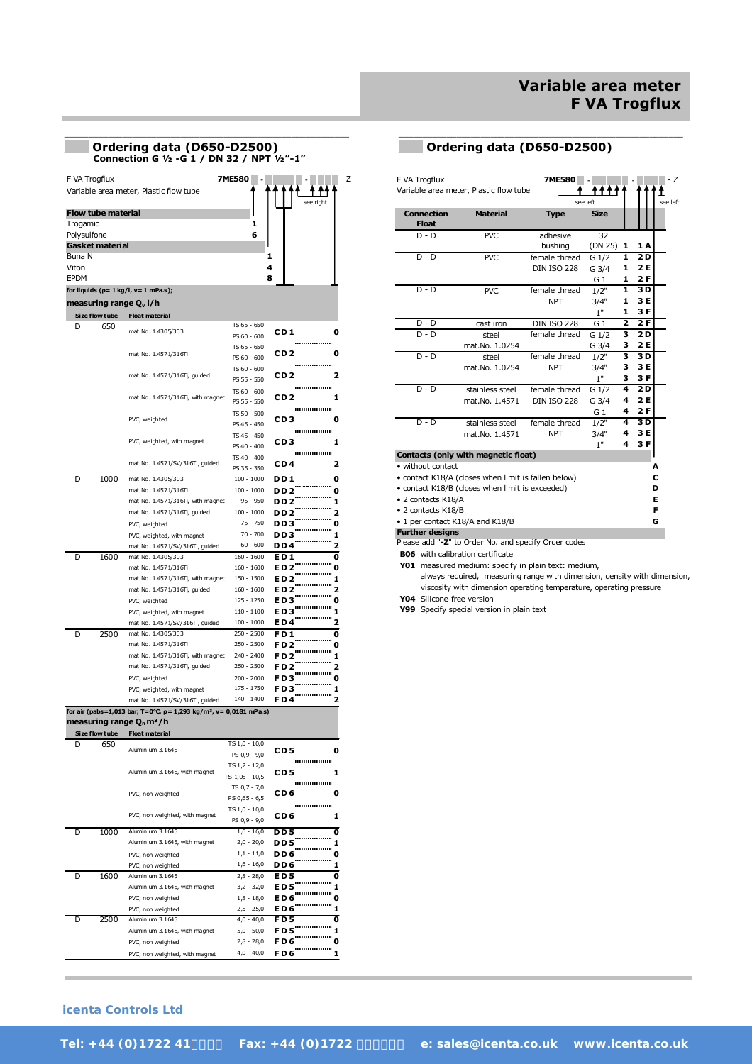# Variable area meter F VA Trogflux

## Ordering data (D650-D2500)

### Connection G ½ -G 1 / DN 32 / NPT ½"-1"

F VA Trogflux — Variable area meter, Plastic flow tube — **7ME580** ▢ - ▢▢▢▢▢ - ▢▢▢▢ - Z (see right)

**Flow tube material**

| Material | Code |
|---|---|
| Trogamid | 1 |
| Polysulfone | 6 |

**Gasket material**

| Material | Code |
|---|---|
| Buna N | 1 |
| Viton | 4 |
| EPDM | 8 |

**for liquids (ρ= 1 kg/l, ν= 1 mPa.s); measuring range $Q_v$ l/h**

| Size flow tube | | Float material | Range | Code | |
|---|---|---|---|---|---|
| D | 650 | mat.No. 1.4305/303 | TS 65 - 650 / PS 60 - 600 | C D 1 | 0 |
| | | mat.No. 1.4571/316Ti | TS 65 - 650 / PS 60 - 600 | C D 2 | 0 |
| | | mat.No. 1.4571/316Ti, guided | TS 60 - 600 / PS 55 - 550 | C D 2 | 2 |
| | | mat.No. 1.4571/316Ti, with magnet | TS 60 - 600 / PS 55 - 550 | C D 2 | 1 |
| | | PVC, weighted | TS 50 - 500 / PS 45 - 450 | C D 3 | 0 |
| | | PVC, weighted, with magnet | TS 45 - 450 / PS 40 - 400 | C D 3 | 1 |
| | | mat.No. 1.4571/SV/316Ti, guided | TS 40 - 400 / PS 35 - 350 | C D 4 | 2 |
| D | 1000 | mat.No. 1.4305/303 | 100 - 1000 | D D 1 | 0 |
| | | mat.No. 1.4571/316Ti | 100 - 1000 | D D 2 | 0 |
| | | mat.No. 1.4571/316Ti, with magnet | 95 - 950 | D D 2 | 1 |
| | | mat.No. 1.4571/316Ti, guided | 100 - 1000 | D D 2 | 2 |
| | | PVC, weighted | 75 - 750 | D D 3 | 0 |
| | | PVC, weighted, with magnet | 70 - 700 | D D 3 | 1 |
| | | mat.No. 1.4571/SV/316Ti, guided | 60 - 600 | D D 4 | 2 |
| D | 1600 | mat.No. 1.4305/303 | 160 - 1600 | E D 1 | 0 |
| | | mat.No. 1.4571/316Ti | 160 - 1600 | E D 2 | 0 |
| | | mat.No. 1.4571/316Ti, with magnet | 150 - 1500 | E D 2 | 1 |
| | | mat.No. 1.4571/316Ti, guided | 160 - 1600 | E D 2 | 2 |
| | | PVC, weighted | 125 - 1250 | E D 3 | 0 |
| | | PVC, weighted, with magnet | 110 - 1100 | E D 3 | 1 |
| | | mat.No. 1.4571/SV/316Ti, guided | 100 - 1000 | E D 4 | 2 |
| D | 2500 | mat.No. 1.4305/303 | 250 - 2500 | F D 1 | 0 |
| | | mat.No. 1.4571/316Ti | 250 - 2500 | F D 2 | 0 |
| | | mat.No. 1.4571/316Ti, with magnet | 240 - 2400 | F D 2 | 1 |
| | | mat.No. 1.4571/316Ti, guided | 250 - 2500 | F D 2 | 2 |
| | | PVC, weighted | 200 - 2000 | F D 3 | 0 |
| | | PVC, weighted, with magnet | 175 - 1750 | F D 3 | 1 |
| | | mat.No. 1.4571/SV/316Ti, guided | 140 - 1400 | F D 4 | 2 |

**for air (pabs=1,013 bar, T=0°C, ρ= 1,293 kg/m³, ν= 0,0181 mPa.s); measuring range $Q_n$ m³/h**

| Size flow tube | | Float material | Range | Code | |
|---|---|---|---|---|---|
| D | 650 | Aluminium 3.1645 | TS 1,0 - 10,0 / PS 0,9 - 9,0 | C D 5 | 0 |
| | | Aluminium 3.1645, with magnet | TS 1,2 - 12,0 / PS 1,05 - 10,5 | C D 5 | 1 |
| | | PVC, non weighted | TS 0,7 - 7,0 / PS 0,65 - 6,5 | C D 6 | 0 |
| | | PVC, non weighted, with magnet | TS 1,0 - 10,0 / PS 0,9 - 9,0 | C D 6 | 1 |
| D | 1000 | Aluminium 3.1645 | 1,6 - 16,0 | D D 5 | 0 |
| | | Aluminium 3.1645, with magnet | 2,0 - 20,0 | D D 5 | 1 |
| | | PVC, non weighted | 1,1 - 11,0 | D D 6 | 0 |
| | | PVC, non weighted | 1,6 - 16,0 | D D 6 | 1 |
| D | 1600 | Aluminium 3.1645 | 2,8 - 28,0 | E D 5 | 0 |
| | | Aluminium 3.1645, with magnet | 3,2 - 32,0 | E D 5 | 1 |
| | | PVC, non weighted | 1,8 - 18,0 | E D 6 | 0 |
| | | PVC, non weighted | 2,5 - 25,0 | E D 6 | 1 |
| D | 2500 | Aluminium 3.1645 | 4,0 - 40,0 | F D 5 | 0 |
| | | Aluminium 3.1645, with magnet | 5,0 - 50,0 | F D 5 | 1 |
| | | PVC, non weighted | 2,8 - 28,0 | F D 6 | 0 |
| | | PVC, non weighted, with magnet | 4,0 - 40,0 | F D 6 | 1 |

## Ordering data (D650-D2500)

F VA Trogflux — Variable area meter, Plastic flow tube — **7ME580** ▢ - ▢▢▢▢▢ - ▢▢▢▢ - Z (see left)

| Connection Float | Material | Type | Size | Code | |
|---|---|---|---|---|---|
| D - D | PVC | adhesive bushing | 32 (DN 25) | 1 | 1 A |
| D - D | PVC | female thread DIN ISO 228 | G 1/2 | 1 | 2 D |
| | | | G 3/4 | 1 | 2 E |
| | | | G 1 | 1 | 2 F |
| D - D | PVC | female thread NPT | 1/2" | 1 | 3 D |
| | | | 3/4" | 1 | 3 E |
| | | | 1" | 1 | 3 F |
| D - D | cast iron | DIN ISO 228 | G 1 | 2 | 2 F |
| D - D | steel mat.No. 1.0254 | female thread DIN ISO 228 | G 1/2 | 3 | 2 D |
| | | | G 3/4 | 3 | 2 E |
| D - D | steel mat.No. 1.0254 | female thread NPT | 1/2" | 3 | 3 D |
| | | | 3/4" | 3 | 3 E |
| | | | 1" | 3 | 3 F |
| D - D | stainless steel mat.No. 1.4571 | female thread DIN ISO 228 | G 1/2 | 4 | 2 D |
| | | | G 3/4 | 4 | 2 E |
| | | | G 1 | 4 | 2 F |
| D - D | stainless steel mat.No. 1.4571 | female thread NPT | 1/2" | 4 | 3 D |
| | | | 3/4" | 4 | 3 E |
| | | | 1" | 4 | 3 F |

**Contacts (only with magnetic float)**

| Contacts | Code |
|---|---|
| • without contact | A |
| • contact K18/A (closes when limit is fallen below) | C |
| • contact K18/B (closes when limit is exceeded) | D |
| • 2 contacts K18/A | E |
| • 2 contacts K18/B | F |
| • 1 per contact K18/A and K18/B | G |

**Further designs**

Please add "-Z" to Order No. and specify Order codes

- **B06** with calibration certificate
- **Y01** measured medium: specify in plain text: medium, always required, measuring range with dimension, density with dimension, viscosity with dimension operating temperature, operating pressure
- **Y04** Silicone-free version
- **Y99** Specify special version in plain text

**icenta Controls Ltd**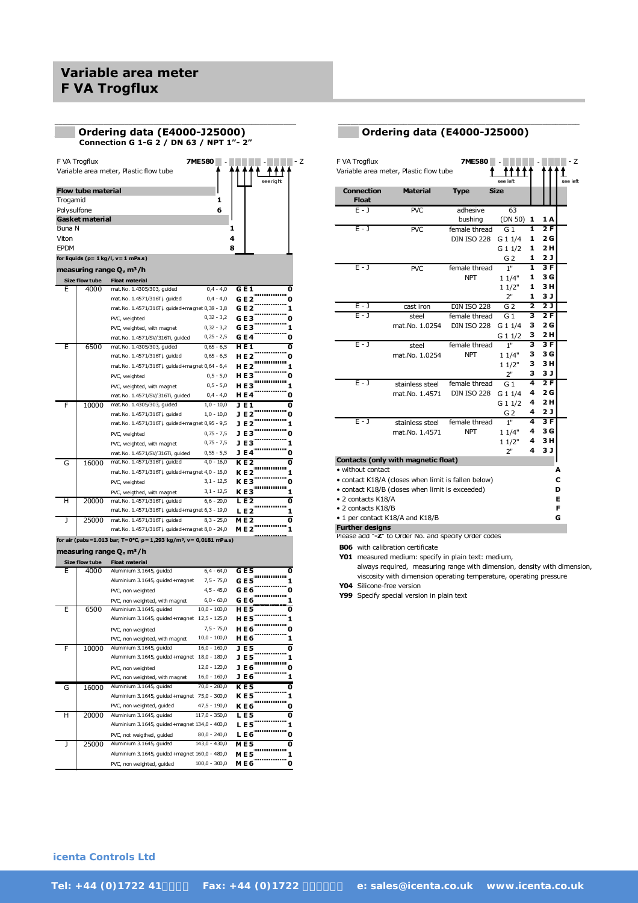# Variable area meter
# F VA Trogflux

## Ordering data (E4000-J25000)

**Connection G 1-G 2 / DN 63 / NPT 1"- 2"**

F VA Trogflux **7ME580** ▯ - ▯▯▯▯▯ - ▯▯▯▯ - Z

Variable area meter, Plastic flow tube (see right)

| | | | | | |
|---|---|---|---|---|---|
| **Flow tube material** | | | | | |
| Trogamid | | | | 1 | |
| Polysulfone | | | | 6 | |
| **Gasket material** | | | | | |
| Buna N | | | | 1 | |
| Viton | | | | 4 | |
| EPDM | | | | 8 | |

**for liquids (ρ= 1 kg/l, v = 1 mPa.s)**

**measuring range $Q_v$ m³/h**

| Size flow tube | | Float material | Range | Code | |
|---|---|---|---|---|---|
| E | 4000 | mat.No. 1.4305/303, guided | 0,4 - 4,0 | G E 1 | 0 |
| | | mat.No. 1.4571/316Ti, guided | 0,4 - 4,0 | G E 2 | 0 |
| | | mat.No. 1.4571/316Ti, guided+magnet | 0,38 - 3,8 | G E 2 | 1 |
| | | PVC, weighted | 0,32 - 3,2 | G E 3 | 0 |
| | | PVC, weighted, with magnet | 0,32 - 3,2 | G E 3 | 1 |
| | | mat.No. 1.4571/SV/316Ti, guided | 0,25 - 2,5 | G E 4 | 0 |
| E | 6500 | mat.No. 1.4305/303, guided | 0,65 - 6,5 | H E 1 | 0 |
| | | mat.No. 1.4571/316Ti, guided | 0,65 - 6,5 | H E 2 | 0 |
| | | mat.No. 1.4571/316Ti, guided+magnet | 0,64 - 6,4 | H E 2 | 1 |
| | | PVC, weighted | 0,5 - 5,0 | H E 3 | 0 |
| | | PVC, weighted, with magnet | 0,5 - 5,0 | H E 3 | 1 |
| | | mat.No. 1.4571/SV/316Ti, guided | 0,4 - 4,0 | H E 4 | 0 |
| F | 10000 | mat.No. 1.4305/303, guided | 1,0 - 10,0 | J E 1 | 0 |
| | | mat.No. 1.4571/316Ti, guided | 1,0 - 10,0 | J E 2 | 0 |
| | | mat.No. 1.4571/316Ti, guided+magnet | 0,95 - 9,5 | J E 2 | 1 |
| | | PVC, weighted | 0,75 - 7,5 | J E 3 | 0 |
| | | PVC, weighted, with magnet | 0,75 - 7,5 | J E 3 | 1 |
| | | mat.No. 1.4571/SV/316Ti, guided | 0,55 - 5,5 | J E 4 | 0 |
| G | 16000 | mat.No. 1.4571/316Ti, guided | 4,0 - 16,0 | K E 2 | 0 |
| | | mat.No. 1.4571/316Ti, guided+magnet | 4,0 - 16,0 | K E 2 | 1 |
| | | PVC, weighted | 3,1 - 12,5 | K E 3 | 0 |
| | | PVC, weigthed, with magnet | 3,1 - 12,5 | K E 3 | 1 |
| H | 20000 | mat.No. 1.4571/316Ti, guided | 6,6 - 20,0 | L E 2 | 0 |
| | | mat.No. 1.4571/316Ti, guided+magnet | 6,3 - 19,0 | L E 2 | 1 |
| J | 25000 | mat.No. 1.4571/316Ti, guided | 8,3 - 25,0 | M E 2 | 0 |
| | | mat.No. 1.4571/316Ti, guided+magnet | 8,0 - 24,0 | M E 2 | 1 |

**for air (pabs=1.013 bar, T=0°C, ρ= 1,293 kg/m³, v= 0,0181 mPa.s)**

**measuring range $Q_n$ m³/h**

| Size flow tube | | Float material | Range | Code | |
|---|---|---|---|---|---|
| E | 4000 | Aluminium 3.1645, guided | 6,4 - 64,0 | G E 5 | 0 |
| | | Aluminium 3.1645, guided+magnet | 7,5 - 75,0 | G E 5 | 1 |
| | | PVC, non weighted | 4,5 - 45,0 | G E 6 | 0 |
| | | PVC, non weighted, with magnet | 6,0 - 60,0 | G E 6 | 1 |
| E | 6500 | Aluminium 3.1645, guided | 10,0 - 100,0 | H E 5 | 0 |
| | | Aluminium 3.1645, guided+magnet | 12,5 - 125,0 | H E 5 | 1 |
| | | PVC, non weighted | 7,5 - 75,0 | H E 6 | 0 |
| | | PVC, non weighted, with magnet | 10,0 - 100,0 | H E 6 | 1 |
| F | 10000 | Aluminium 3.1645, guided | 16,0 - 160,0 | J E 5 | 0 |
| | | Aluminium 3.1645, guided+magnet | 18,0 - 180,0 | J E 5 | 1 |
| | | PVC, non weighted | 12,0 - 120,0 | J E 6 | 0 |
| | | PVC, non weighted, with magnet | 16,0 - 160,0 | J E 6 | 1 |
| G | 16000 | Aluminium 3.1645, guided | 70,0 - 280,0 | K E 5 | 0 |
| | | Aluminium 3.1645, guided+magnet | 75,0 - 300,0 | K E 5 | 1 |
| | | PVC, non weighted, guided | 47,5 - 190,0 | K E 6 | 0 |
| H | 20000 | Aluminium 3.1645, guided | 117,0 - 350,0 | L E 5 | 0 |
| | | Aluminium 3.1645, guided+magnet | 134,0 - 400,0 | L E 5 | 1 |
| | | PVC, not weigthed, guided | 80,0 - 240,0 | L E 6 | 0 |
| J | 25000 | Aluminium 3.1645, guided | 143,0 - 430,0 | M E 5 | 0 |
| | | Aluminium 3.1645, guided+magnet | 160,0 - 480,0 | M E 5 | 1 |
| | | PVC, non weighted, guided | 100,0 - 300,0 | M E 6 | 0 |

## Ordering data (E4000-J25000)

F VA Trogflux **7ME580** ▯ - ▯▯▯▯▯ - ▯▯▯▯ - Z

Variable area meter, Plastic flow tube (see left)

| Connection Float | Material | Type | Size | Code | |
|---|---|---|---|---|---|
| E - J | PVC | adhesive bushing | 63 (DN 50) | 1 | 1 A |
| E - J | PVC | female thread DIN ISO 228 | G 1 | 1 | 2 F |
| | | | G 1 1/4 | 1 | 2 G |
| | | | G 1 1/2 | 1 | 2 H |
| | | | G 2 | 1 | 2 J |
| E - J | PVC | female thread NPT | 1" | 1 | 3 F |
| | | | 1 1/4" | 1 | 3 G |
| | | | 1 1/2" | 1 | 3 H |
| | | | 2" | 1 | 3 J |
| E - J | cast iron | DIN ISO 228 | G 2 | 2 | 2 J |
| E - J | steel mat.No. 1.0254 | female thread DIN ISO 228 | G 1 | 3 | 2 F |
| | | | G 1 1/4 | 3 | 2 G |
| | | | G 1 1/2 | 3 | 2 H |
| E - J | steel mat.No. 1.0254 | female thread NPT | 1" | 3 | 3 F |
| | | | 1 1/4" | 3 | 3 G |
| | | | 1 1/2" | 3 | 3 H |
| | | | 2" | 3 | 3 J |
| E - J | stainless steel mat.No. 1.4571 | female thread DIN ISO 228 | G 1 | 4 | 2 F |
| | | | G 1 1/4 | 4 | 2 G |
| | | | G 1 1/2 | 4 | 2 H |
| | | | G 2 | 4 | 2 J |
| E - J | stainless steel mat.No. 1.4571 | female thread NPT | 1" | 4 | 3 F |
| | | | 1 1/4" | 4 | 3 G |
| | | | 1 1/2" | 4 | 3 H |
| | | | 2" | 4 | 3 J |

| Contacts (only with magnetic float) | |
|---|---|
| • without contact | A |
| • contact K18/A (closes when limit is fallen below) | C |
| • contact K18/B (closes when limit is exceeded) | D |
| • 2 contacts K18/A | E |
| • 2 contacts K18/B | F |
| • 1 per contact K18/A and K18/B | G |

**Further designs**

Please add "-Z" to Order No. and specify Order codes

- **B06** with calibration certificate
- **Y01** measured medium: specify in plain text: medium, always required, measuring range with dimension, density with dimension, viscosity with dimension operating temperature, operating pressure
- **Y04** Silicone-free version
- **Y99** Specify special version in plain text

**icenta Controls Ltd**

Tel: +44 (0)1722 41▯▯▯▯ Fax: +44 (0)1722 ▯▯▯▯▯▯ e: sales@icenta.co.uk www.icenta.co.uk